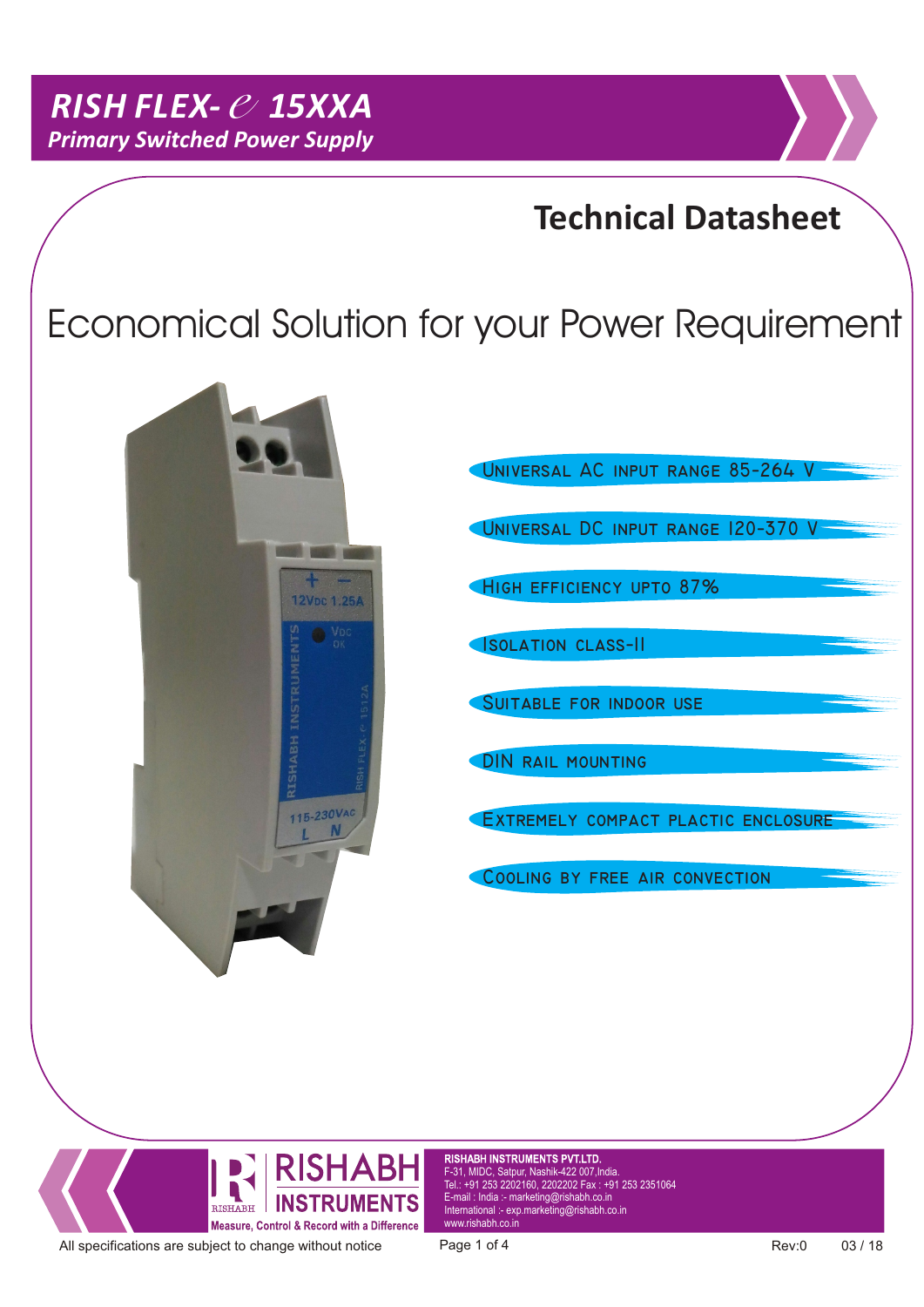# RISH FLEX- *e* 15XXA

*Primary Switched Power Supply*

## Technical Datasheet

# Economical Solution for your Power Requirement

- Universal AC input range 85-264 V
- Universal DC input range 120-370 V
- High efficiency upto 87%
- Isolation class-II
- Suitable for indoor use
- DIN rail mounting
- Extremely compact plactic enclosure
- Cooling by free air convection

**RISHABH INSTRUMENTS**

Measure, Control & Record with a Difference

**RISHABH INSTRUMENTS PVT.LTD.**
F-31, MIDC, Satpur, Nashik-422 007,India.
Tel.: +91 253 2202160, 2202202 Fax : +91 253 2351064
E-mail : India :- marketing@rishabh.co.in
International :- exp.marketing@rishabh.co.in
www.rishabh.co.in

All specifications are subject to change without notice

Rev:0 03 / 18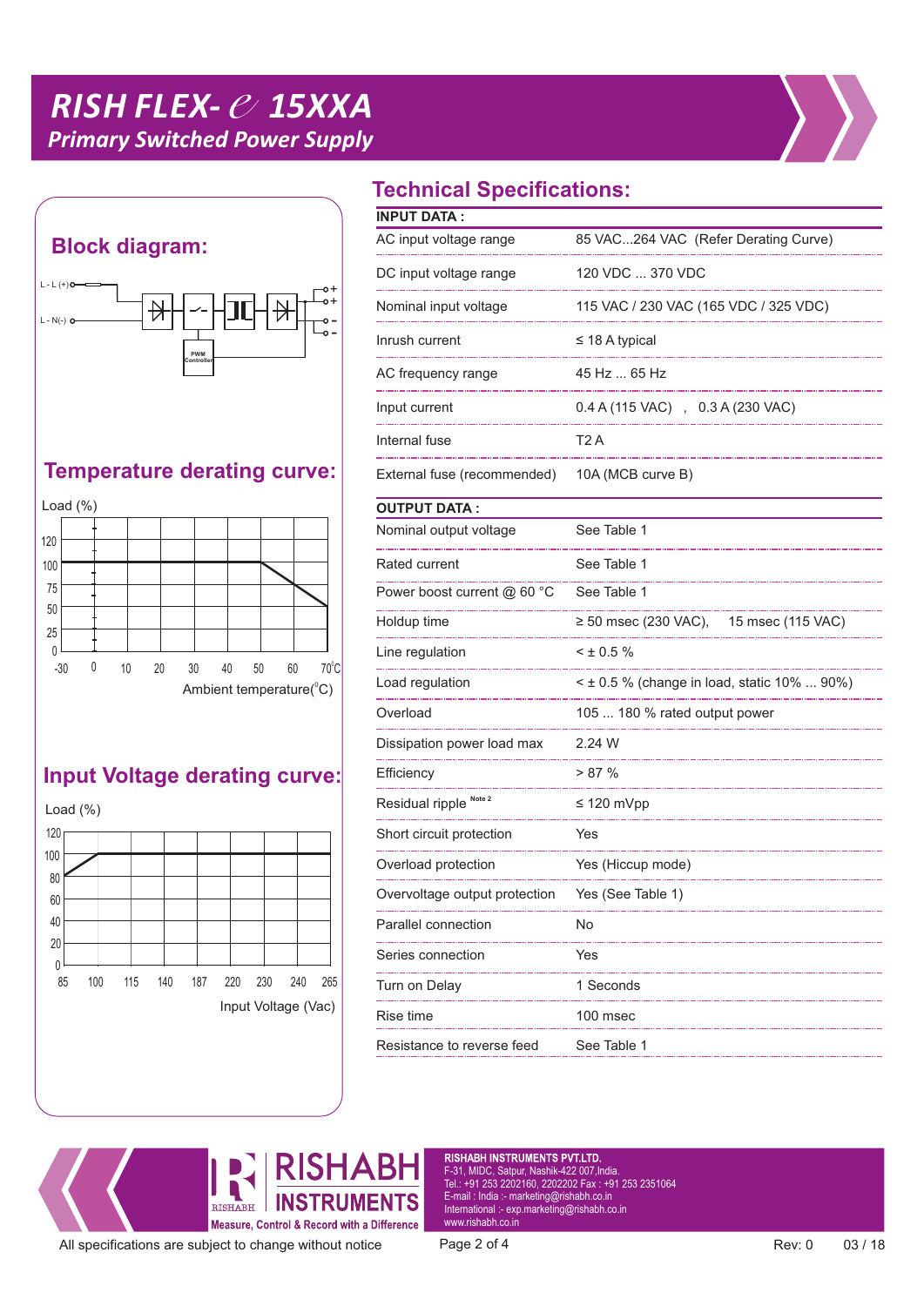# RISH FLEX- *e* 15XXA

## Primary Switched Power Supply

## Block diagram:

L - L (+)

L - N(-)

PWM Controller

## Temperature derating curve:

Load (%)

Ambient temperature(°C)

## Input Voltage derating curve:

Load (%)

Input Voltage (Vac)

## Technical Specifications:

| INPUT DATA : | |
|---|---|
| AC input voltage range | 85 VAC...264 VAC (Refer Derating Curve) |
| DC input voltage range | 120 VDC ... 370 VDC |
| Nominal input voltage | 115 VAC / 230 VAC (165 VDC / 325 VDC) |
| Inrush current | ≤ 18 A typical |
| AC frequency range | 45 Hz ... 65 Hz |
| Input current | 0.4 A (115 VAC) , 0.3 A (230 VAC) |
| Internal fuse | T2 A |
| External fuse (recommended) | 10A (MCB curve B) |

| OUTPUT DATA : | |
|---|---|
| Nominal output voltage | See Table 1 |
| Rated current | See Table 1 |
| Power boost current @ 60 °C | See Table 1 |
| Holdup time | ≥ 50 msec (230 VAC), 15 msec (115 VAC) |
| Line regulation | < ± 0.5 % |
| Load regulation | < ± 0.5 % (change in load, static 10% ... 90%) |
| Overload | 105 ... 180 % rated output power |
| Dissipation power load max | 2.24 W |
| Efficiency | > 87 % |
| Residual ripple Note 2 | ≤ 120 mVpp |
| Short circuit protection | Yes |
| Overload protection | Yes (Hiccup mode) |
| Overvoltage output protection | Yes (See Table 1) |
| Parallel connection | No |
| Series connection | Yes |
| Turn on Delay | 1 Seconds |
| Rise time | 100 msec |
| Resistance to reverse feed | See Table 1 |

RISHABH INSTRUMENTS

Measure, Control & Record with a Difference

**RISHABH INSTRUMENTS PVT.LTD.**
F-31, MIDC, Satpur, Nashik-422 007,India.
Tel.: +91 253 2202160, 2202202 Fax : +91 253 2351064
E-mail : India :- marketing@rishabh.co.in
International :- exp.marketing@rishabh.co.in
www.rishabh.co.in

All specifications are subject to change without notice

Rev: 0 03 / 18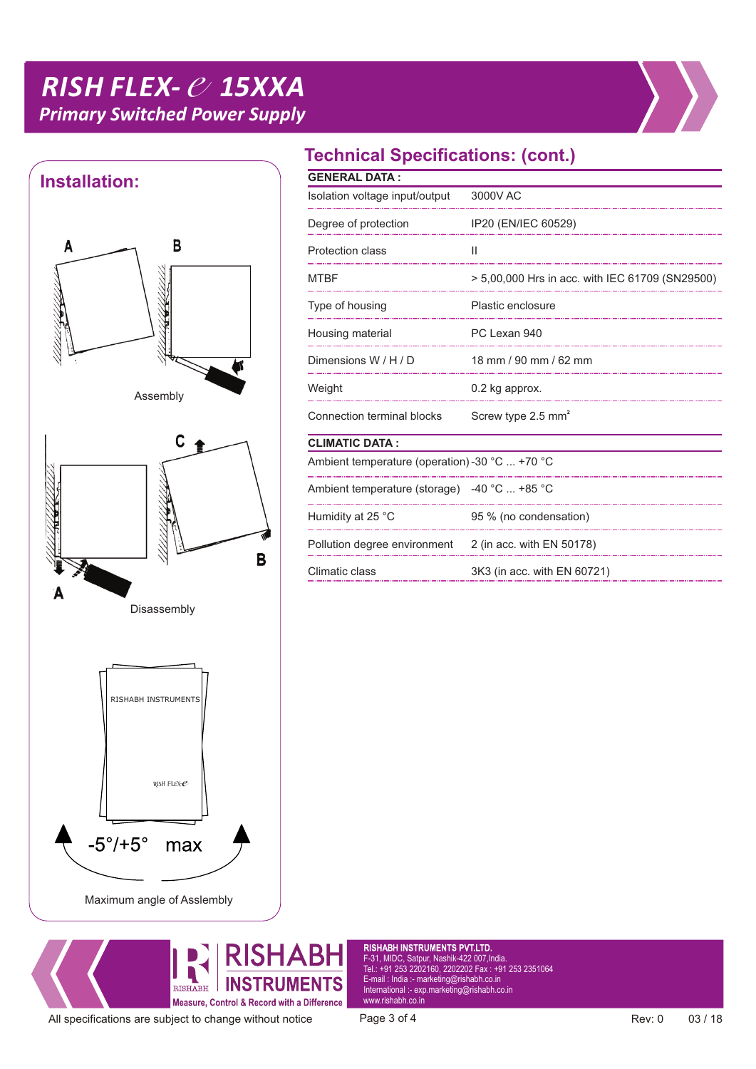# RISH FLEX- *e* 15XXA

*Primary Switched Power Supply*

## Installation:

Assembly

Disassembly

-5°/+5° max

Maximum angle of Asslembly

## Technical Specifications: (cont.)

| GENERAL DATA : | |
|---|---|
| Isolation voltage input/output | 3000V AC |
| Degree of protection | IP20 (EN/IEC 60529) |
| Protection class | II |
| MTBF | > 5,00,000 Hrs in acc. with IEC 61709 (SN29500) |
| Type of housing | Plastic enclosure |
| Housing material | PC Lexan 940 |
| Dimensions W / H / D | 18 mm / 90 mm / 62 mm |
| Weight | 0.2 kg approx. |
| Connection terminal blocks | Screw type 2.5 $mm^2$ |

| CLIMATIC DATA : | |
|---|---|
| Ambient temperature (operation) | -30 °C ... +70 °C |
| Ambient temperature (storage) | -40 °C ... +85 °C |
| Humidity at 25 °C | 95 % (no condensation) |
| Pollution degree environment | 2 (in acc. with EN 50178) |
| Climatic class | 3K3 (in acc. with EN 60721) |

**RISHABH INSTRUMENTS PVT.LTD.**
F-31, MIDC, Satpur, Nashik-422 007,India.
Tel.: +91 253 2202160, 2202202 Fax : +91 253 2351064
E-mail : India :- marketing@rishabh.co.in
International :- exp.marketing@rishabh.co.in
www.rishabh.co.in

All specifications are subject to change without notice

Rev: 0 03 / 18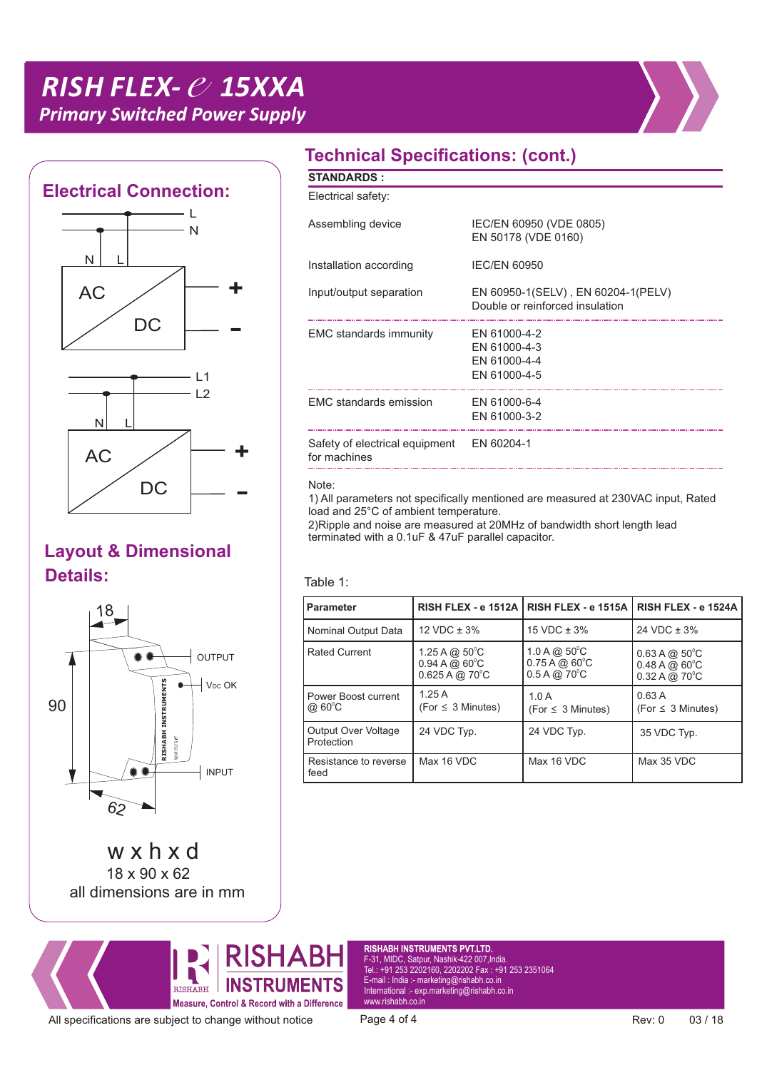# RISH FLEX- *e* 15XXA

## Primary Switched Power Supply

## Electrical Connection:

L
N
N L
AC
DC
+
−

L1
L2
N L
AC
DC
+
−

## Layout & Dimensional Details:

18
90
62
OUTPUT
VDC OK
INPUT

w x h x d
18 x 90 x 62
all dimensions are in mm

## Technical Specifications: (cont.)

**STANDARDS :**

Electrical safety:

| | |
|---|---|
| Assembling device | IEC/EN 60950 (VDE 0805)<br>EN 50178 (VDE 0160) |
| Installation according | IEC/EN 60950 |
| Input/output separation | EN 60950-1(SELV) , EN 60204-1(PELV)<br>Double or reinforced insulation |
| EMC standards immunity | EN 61000-4-2<br>EN 61000-4-3<br>EN 61000-4-4<br>EN 61000-4-5 |
| EMC standards emission | EN 61000-6-4<br>EN 61000-3-2 |
| Safety of electrical equipment for machines | EN 60204-1 |

Note:
1) All parameters not specifically mentioned are measured at 230VAC input, Rated load and 25°C of ambient temperature.
2)Ripple and noise are measured at 20MHz of bandwidth short length lead terminated with a 0.1uF & 47uF parallel capacitor.

Table 1:

| Parameter | RISH FLEX - e 1512A | RISH FLEX - e 1515A | RISH FLEX - e 1524A |
|---|---|---|---|
| Nominal Output Data | 12 VDC ± 3% | 15 VDC ± 3% | 24 VDC ± 3% |
| Rated Current | 1.25 A @ 50°C<br>0.94 A @ 60°C<br>0.625 A @ 70°C | 1.0 A @ 50°C<br>0.75 A @ 60°C<br>0.5 A @ 70°C | 0.63 A @ 50°C<br>0.48 A @ 60°C<br>0.32 A @ 70°C |
| Power Boost current @ 60°C | 1.25 A<br>(For ≤ 3 Minutes) | 1.0 A<br>(For ≤ 3 Minutes) | 0.63 A<br>(For ≤ 3 Minutes) |
| Output Over Voltage Protection | 24 VDC Typ. | 24 VDC Typ. | 35 VDC Typ. |
| Resistance to reverse feed | Max 16 VDC | Max 16 VDC | Max 35 VDC |

RISHABH INSTRUMENTS
Measure, Control & Record with a Difference

RISHABH INSTRUMENTS PVT.LTD.
F-31, MIDC, Satpur, Nashik-422 007,India.
Tel.: +91 253 2202160, 2202202 Fax : +91 253 2351064
E-mail : India :- marketing@rishabh.co.in
International :- exp.marketing@rishabh.co.in
www.rishabh.co.in

All specifications are subject to change without notice

Rev: 0 03 / 18